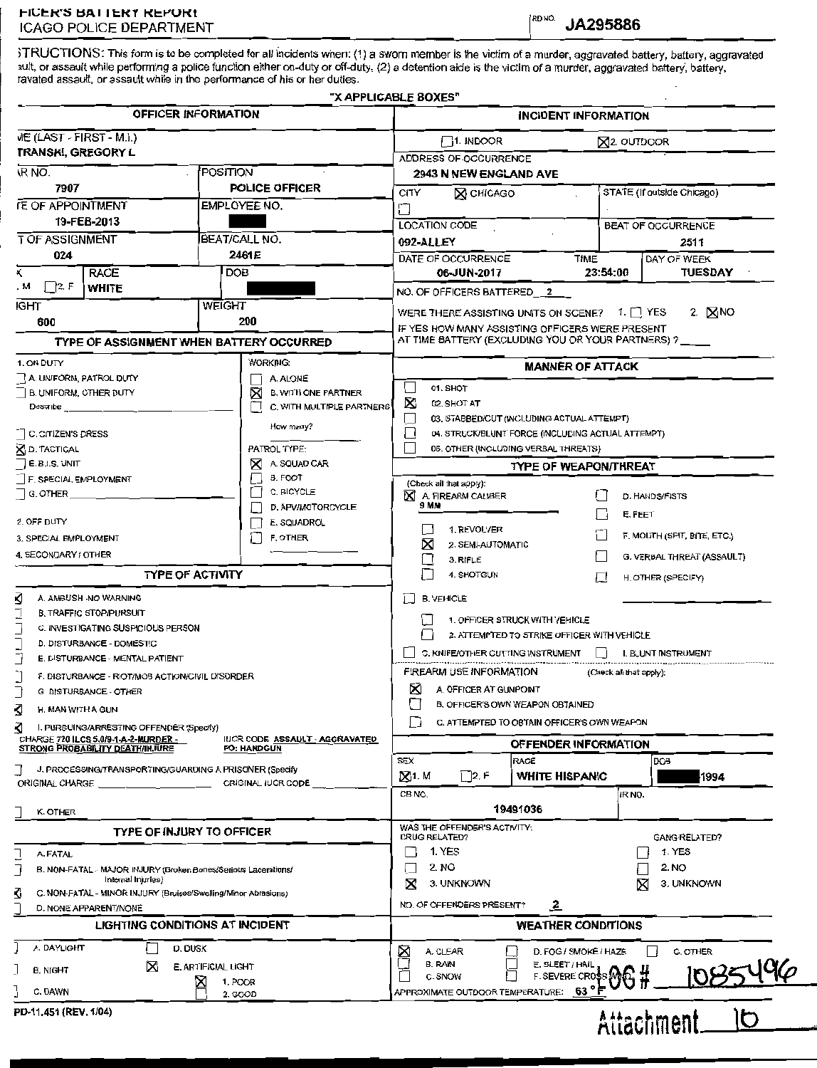# (OF)FICER'S BATTERY REPORT
## (CH)ICAGO POLICE DEPARTMENT

RD NO. **JA295886**

(IN)STRUCTIONS: This form is to be completed for all incidents when: (1) a sworn member is the victim of a murder, aggravated battery, battery, aggravated (ass)ault, or assault while performing a police function either on-duty or off-duty, (2) a detention aide is the victim of a murder, aggravated battery, battery, (agg)ravated assault, or assault while in the performance of his or her duties.

**"X APPLICABLE BOXES"**

## OFFICER INFORMATION

| Field | Value |
|---|---|
| NAME (LAST - FIRST - M.I.) | (S)TRANSKI, GREGORY L |
| STAR NO. | 7907 |
| POSITION | POLICE OFFICER |
| DATE OF APPOINTMENT | 19-FEB-2013 |
| EMPLOYEE NO. | [REDACTED] |
| UNIT OF ASSIGNMENT | 024 |
| BEAT/CALL NO. | 2461E |
| SEX | [X] 1. M [ ] 2. F |
| RACE | WHITE |
| DOB | [REDACTED] |
| HEIGHT | 600 |
| WEIGHT | 200 |

## INCIDENT INFORMATION

| Field | Value |
|---|---|
| | [ ] 1. INDOOR [X] 2. OUTDOOR |
| ADDRESS OF OCCURRENCE | 2943 N NEW ENGLAND AVE |
| CITY | [X] CHICAGO [ ] |
| STATE (If outside Chicago) | |
| LOCATION CODE | 092-ALLEY |
| BEAT OF OCCURRENCE | 2511 |
| DATE OF OCCURRENCE | 06-JUN-2017 |
| TIME | 23:54:00 |
| DAY OF WEEK | TUESDAY |
| NO. OF OFFICERS BATTERED | 2 |
| WERE THERE ASSISTING UNITS ON SCENE? | 1. [ ] YES 2. [X] NO |
| IF YES HOW MANY ASSISTING OFFICERS WERE PRESENT AT TIME BATTERY (EXCLUDING YOU OR YOUR PARTNERS)? | ____ |

## TYPE OF ASSIGNMENT WHEN BATTERY OCCURRED

1. ON DUTY
- [ ] A. UNIFORM, PATROL DUTY
- [ ] B. UNIFORM, OTHER DUTY — Describe ______
- [ ] C. CITIZEN'S DRESS
- [X] D. TACTICAL
- [ ] E. B.I.S. UNIT
- [ ] F. SPECIAL EMPLOYMENT
- [ ] G. OTHER

2. OFF DUTY
3. SPECIAL EMPLOYMENT
4. SECONDARY / OTHER

WORKING:
- [ ] A. ALONE
- [X] B. WITH ONE PARTNER
- [ ] C. WITH MULTIPLE PARTNERS — How many? ______

PATROL TYPE:
- [X] A. SQUAD CAR
- [ ] B. FOOT
- [ ] C. BICYCLE
- [ ] D. APV/MOTORCYCLE
- [ ] E. SQUADROL
- [ ] F. OTHER ______

## MANNER OF ATTACK

- [ ] 01. SHOT
- [X] 02. SHOT AT
- [ ] 03. STABBED/CUT (INCLUDING ACTUAL ATTEMPT)
- [ ] 04. STRUCK/BLUNT FORCE (INCLUDING ACTUAL ATTEMPT)
- [ ] 05. OTHER (INCLUDING VERBAL THREATS)

## TYPE OF WEAPON/THREAT

(Check all that apply):
- [X] A. FIREARM CALIBER 9 MM
  - [ ] 1. REVOLVER
  - [X] 2. SEMI-AUTOMATIC
  - [ ] 3. RIFLE
  - [ ] 4. SHOTGUN
- [ ] B. VEHICLE
  - [ ] 1. OFFICER STRUCK WITH VEHICLE
  - [ ] 2. ATTEMPTED TO STRIKE OFFICER WITH VEHICLE
- [ ] C. KNIFE/OTHER CUTTING INSTRUMENT
- [ ] D. HANDS/FISTS
- [ ] E. FEET
- [ ] F. MOUTH (SPIT, BITE, ETC.)
- [ ] G. VERBAL THREAT (ASSAULT)
- [ ] H. OTHER (SPECIFY) ______
- [ ] I. BLUNT INSTRUMENT

## TYPE OF ACTIVITY

- [X] A. AMBUSH -NO WARNING
- [ ] B. TRAFFIC STOP/PURSUIT
- [ ] C. INVESTIGATING SUSPICIOUS PERSON
- [ ] D. DISTURBANCE - DOMESTIC
- [ ] E. DISTURBANCE - MENTAL PATIENT
- [ ] F. DISTURBANCE - RIOT/MOB ACTION/CIVIL DISORDER
- [ ] G. DISTURBANCE - OTHER
- [X] H. MAN WITH A GUN
- [X] I. PURSUING/ARRESTING OFFENDER (Specify)
  CHARGE 720 ILCS 5.0/9-1-A-2-MURDER - STRONG PROBABILITY DEATH/INJURE — IUCR CODE ASSAULT - AGGRAVATED PO: HANDGUN
- [ ] J. PROCESSING/TRANSPORTING/GUARDING A PRISONER (Specify)
  ORIGINAL CHARGE ______ ORIGINAL IUCR CODE ______
- [ ] K. OTHER

## FIREARM USE INFORMATION

(Check all that apply):
- [X] A. OFFICER AT GUNPOINT
- [ ] B. OFFICER'S OWN WEAPON OBTAINED
- [ ] C. ATTEMPTED TO OBTAIN OFFICER'S OWN WEAPON

## OFFENDER INFORMATION

| Field | Value |
|---|---|
| SEX | [X] 1. M [ ] 2. F |
| RACE | WHITE HISPANIC |
| DOB | [REDACTED] 1994 |
| CB NO. | 19491036 |
| IR NO. | |

WAS THE OFFENDER'S ACTIVITY: DRUG RELATED?
- [ ] 1. YES
- [ ] 2. NO
- [X] 3. UNKNOWN

GANG RELATED?
- [ ] 1. YES
- [ ] 2. NO
- [X] 3. UNKNOWN

NO. OF OFFENDERS PRESENT? 2

## TYPE OF INJURY TO OFFICER

- [ ] A. FATAL
- [ ] B. NON-FATAL - MAJOR INJURY (Broken Bones/Serious Lacerations/Internal Injuries)
- [X] C. NON-FATAL - MINOR INJURY (Bruises/Swelling/Minor Abrasions)
- [ ] D. NONE APPARENT/NONE

## LIGHTING CONDITIONS AT INCIDENT

- [ ] A. DAYLIGHT
- [ ] B. NIGHT
- [ ] C. DAWN
- [ ] D. DUSK
- [X] E. ARTIFICIAL LIGHT
  - [X] 1. POOR
  - [ ] 2. GOOD

## WEATHER CONDITIONS

- [X] A. CLEAR
- [ ] B. RAIN
- [ ] C. SNOW
- [ ] D. FOG / SMOKE / HAZE
- [ ] E. SLEET / HAIL
- [ ] F. SEVERE CROSSWIND
- [ ] G. OTHER

APPROXIMATE OUTDOOR TEMPERATURE: 63 °F

LOG # 1085496

PD-11.451 (REV. 1/04)

Attachment 10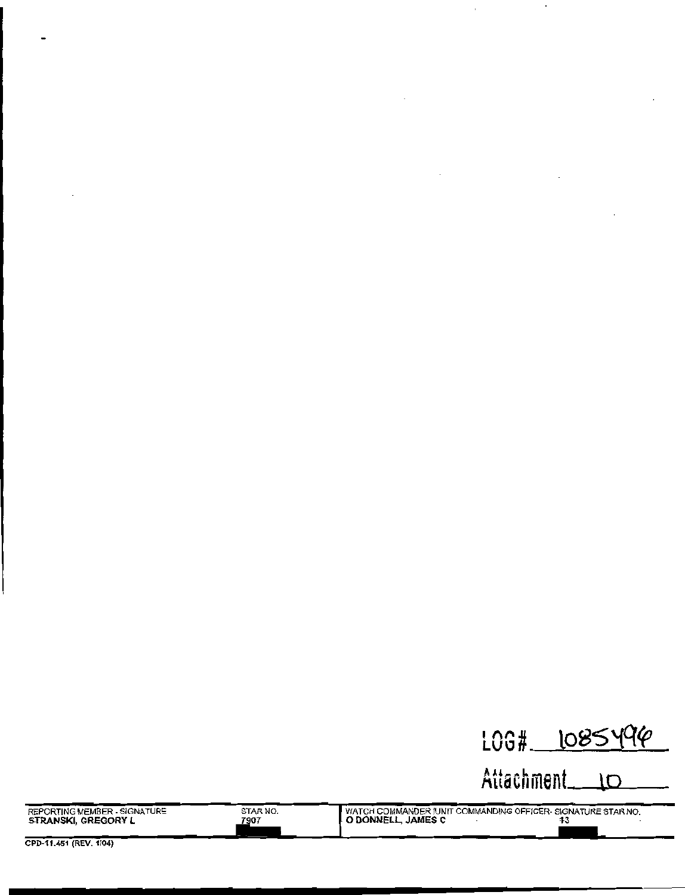LOG# 1085496

Attachment 10

| REPORTING MEMBER - SIGNATURE | STAR NO. | WATCH COMMANDER /UNIT COMMANDING OFFICER- SIGNATURE STAR NO. | |
|---|---|---|---|
| **STRANSKI, GREGORY L** | 7907 | **O DONNELL, JAMES C** | 13 |

CPD-11.451 (REV. 1/04)